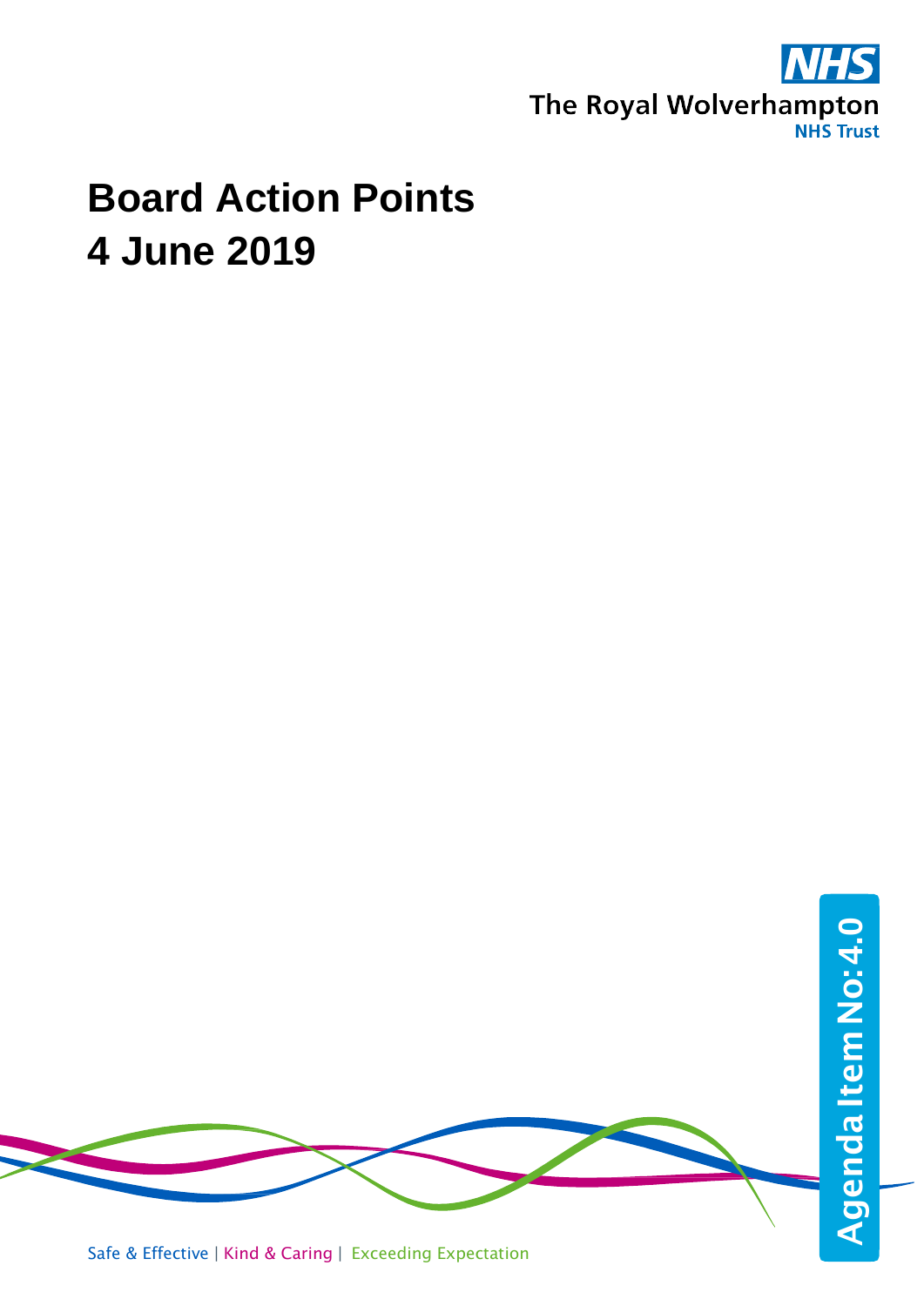The Royal Wolverhampton NHS Trust

# Board Action Points
# 4 June 2019

Agenda Item No: 4.0

Safe & Effective | Kind & Caring | Exceeding Expectation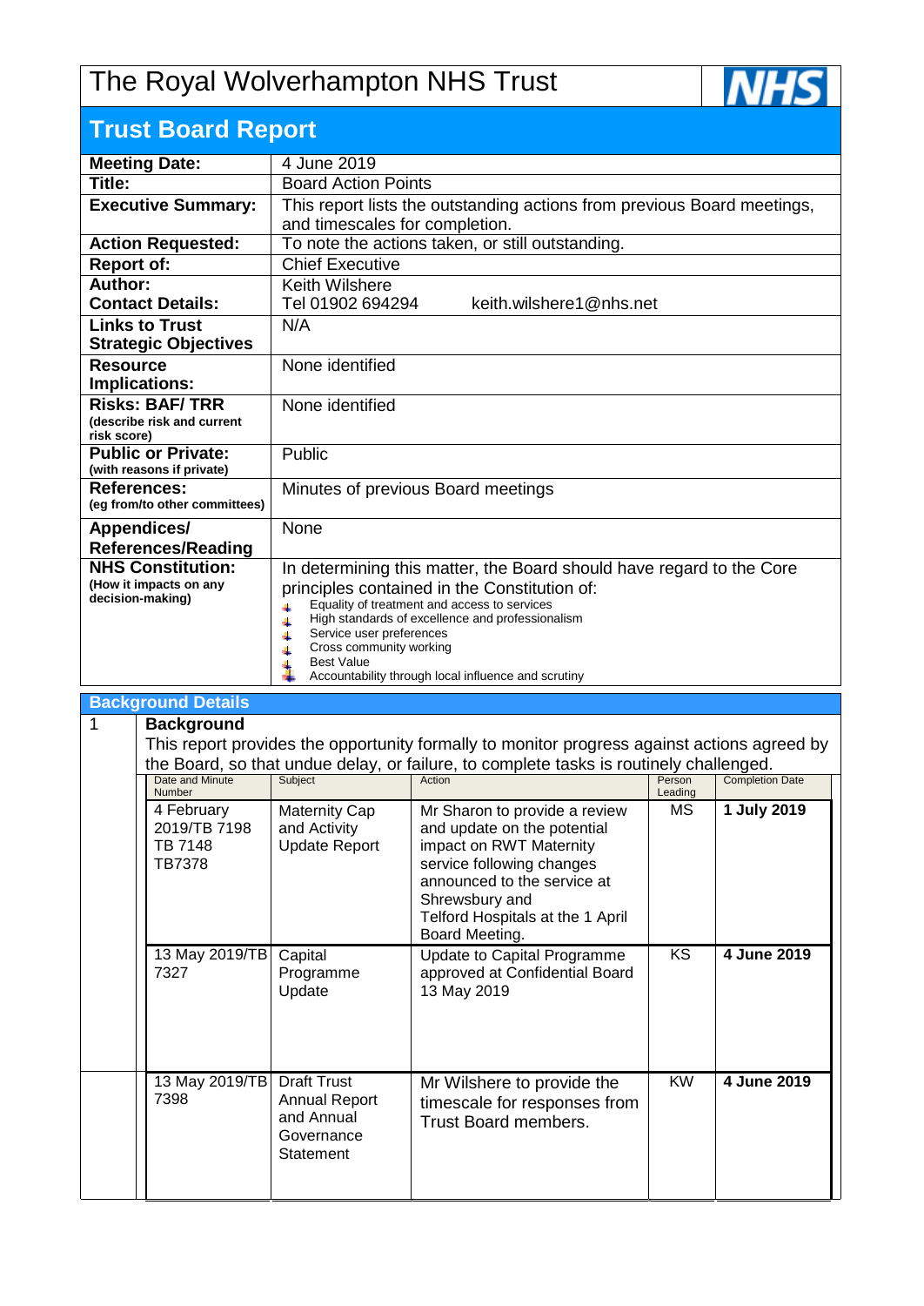# The Royal Wolverhampton NHS Trust

## Trust Board Report

| | |
|---|---|
| **Meeting Date:** | 4 June 2019 |
| **Title:** | Board Action Points |
| **Executive Summary:** | This report lists the outstanding actions from previous Board meetings, and timescales for completion. |
| **Action Requested:** | To note the actions taken, or still outstanding. |
| **Report of:** | Chief Executive |
| **Author:** <br> **Contact Details:** | Keith Wilshere <br> Tel 01902 694294 keith.wilshere1@nhs.net |
| **Links to Trust Strategic Objectives** | N/A |
| **Resource Implications:** | None identified |
| **Risks: BAF/ TRR** (describe risk and current risk score) | None identified |
| **Public or Private:** (with reasons if private) | Public |
| **References:** (eg from/to other committees) | Minutes of previous Board meetings |
| **Appendices/ References/Reading** | None |
| **NHS Constitution:** (How it impacts on any decision-making) | In determining this matter, the Board should have regard to the Core principles contained in the Constitution of: <br> - Equality of treatment and access to services <br> - High standards of excellence and professionalism <br> - Service user preferences <br> - Cross community working <br> - Best Value <br> - Accountability through local influence and scrutiny |

## Background Details

**1 Background**

This report provides the opportunity formally to monitor progress against actions agreed by the Board, so that undue delay, or failure, to complete tasks is routinely challenged.

| Date and Minute Number | Subject | Action | Person Leading | Completion Date |
|---|---|---|---|---|
| 4 February 2019/TB 7198 TB 7148 TB7378 | Maternity Cap and Activity Update Report | Mr Sharon to provide a review and update on the potential impact on RWT Maternity service following changes announced to the service at Shrewsbury and Telford Hospitals at the 1 April Board Meeting. | MS | **1 July 2019** |
| 13 May 2019/TB 7327 | Capital Programme Update | Update to Capital Programme approved at Confidential Board 13 May 2019 | KS | **4 June 2019** |
| 13 May 2019/TB 7398 | Draft Trust Annual Report and Annual Governance Statement | Mr Wilshere to provide the timescale for responses from Trust Board members. | KW | **4 June 2019** |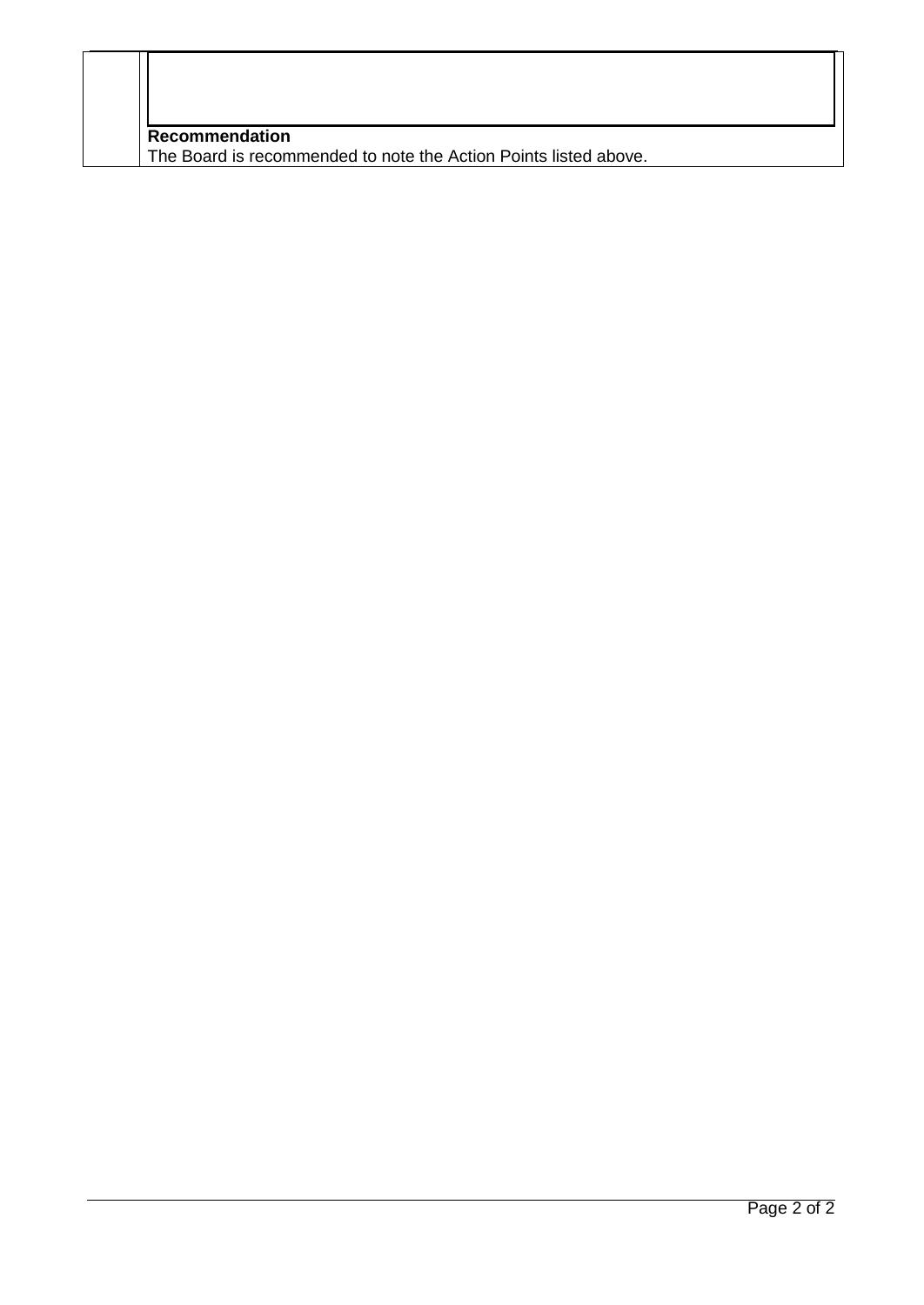**Recommendation**

The Board is recommended to note the Action Points listed above.